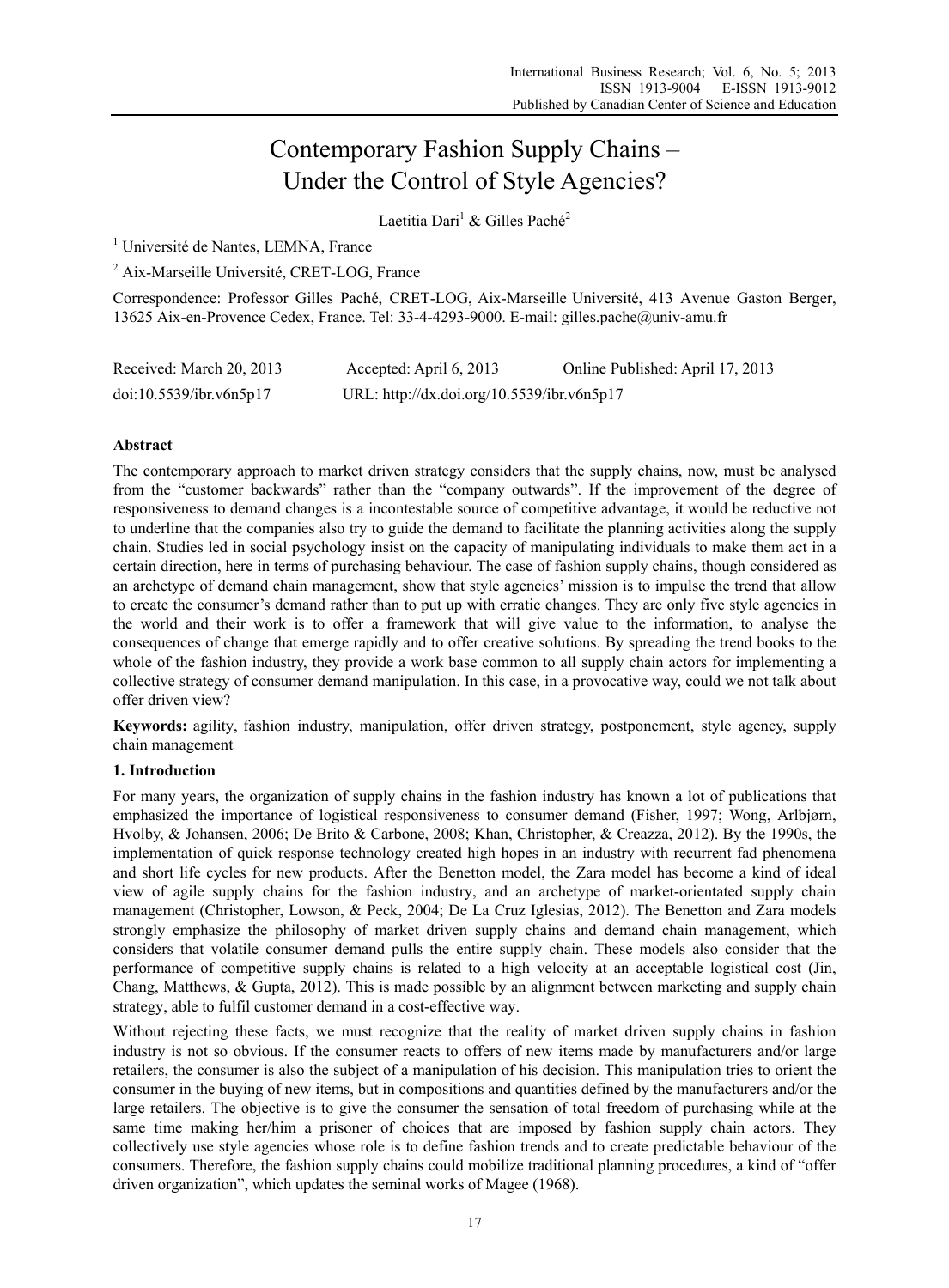# Contemporary Fashion Supply Chains – Under the Control of Style Agencies?

Laetitia Dari[1] & Gilles Paché[2]

[1] Université de Nantes, LEMNA, France

[2] Aix-Marseille Université, CRET-LOG, France

Correspondence: Professor Gilles Paché, CRET-LOG, Aix-Marseille Université, 413 Avenue Gaston Berger, 13625 Aix-en-Provence Cedex, France. Tel: 33-4-4293-9000. E-mail: gilles.pache@univ-amu.fr

Received: March 20, 2013 Accepted: April 6, 2013 Online Published: April 17, 2013

doi:10.5539/ibr.v6n5p17 URL: http://dx.doi.org/10.5539/ibr.v6n5p17

## Abstract

The contemporary approach to market driven strategy considers that the supply chains, now, must be analysed from the "customer backwards" rather than the "company outwards". If the improvement of the degree of responsiveness to demand changes is a incontestable source of competitive advantage, it would be reductive not to underline that the companies also try to guide the demand to facilitate the planning activities along the supply chain. Studies led in social psychology insist on the capacity of manipulating individuals to make them act in a certain direction, here in terms of purchasing behaviour. The case of fashion supply chains, though considered as an archetype of demand chain management, show that style agencies' mission is to impulse the trend that allow to create the consumer's demand rather than to put up with erratic changes. They are only five style agencies in the world and their work is to offer a framework that will give value to the information, to analyse the consequences of change that emerge rapidly and to offer creative solutions. By spreading the trend books to the whole of the fashion industry, they provide a work base common to all supply chain actors for implementing a collective strategy of consumer demand manipulation. In this case, in a provocative way, could we not talk about offer driven view?

**Keywords:** agility, fashion industry, manipulation, offer driven strategy, postponement, style agency, supply chain management

## 1. Introduction

For many years, the organization of supply chains in the fashion industry has known a lot of publications that emphasized the importance of logistical responsiveness to consumer demand (Fisher, 1997; Wong, Arlbjørn, Hvolby, & Johansen, 2006; De Brito & Carbone, 2008; Khan, Christopher, & Creazza, 2012). By the 1990s, the implementation of quick response technology created high hopes in an industry with recurrent fad phenomena and short life cycles for new products. After the Benetton model, the Zara model has become a kind of ideal view of agile supply chains for the fashion industry, and an archetype of market-orientated supply chain management (Christopher, Lowson, & Peck, 2004; De La Cruz Iglesias, 2012). The Benetton and Zara models strongly emphasize the philosophy of market driven supply chains and demand chain management, which considers that volatile consumer demand pulls the entire supply chain. These models also consider that the performance of competitive supply chains is related to a high velocity at an acceptable logistical cost (Jin, Chang, Matthews, & Gupta, 2012). This is made possible by an alignment between marketing and supply chain strategy, able to fulfil customer demand in a cost-effective way.

Without rejecting these facts, we must recognize that the reality of market driven supply chains in fashion industry is not so obvious. If the consumer reacts to offers of new items made by manufacturers and/or large retailers, the consumer is also the subject of a manipulation of his decision. This manipulation tries to orient the consumer in the buying of new items, but in compositions and quantities defined by the manufacturers and/or the large retailers. The objective is to give the consumer the sensation of total freedom of purchasing while at the same time making her/him a prisoner of choices that are imposed by fashion supply chain actors. They collectively use style agencies whose role is to define fashion trends and to create predictable behaviour of the consumers. Therefore, the fashion supply chains could mobilize traditional planning procedures, a kind of "offer driven organization", which updates the seminal works of Magee (1968).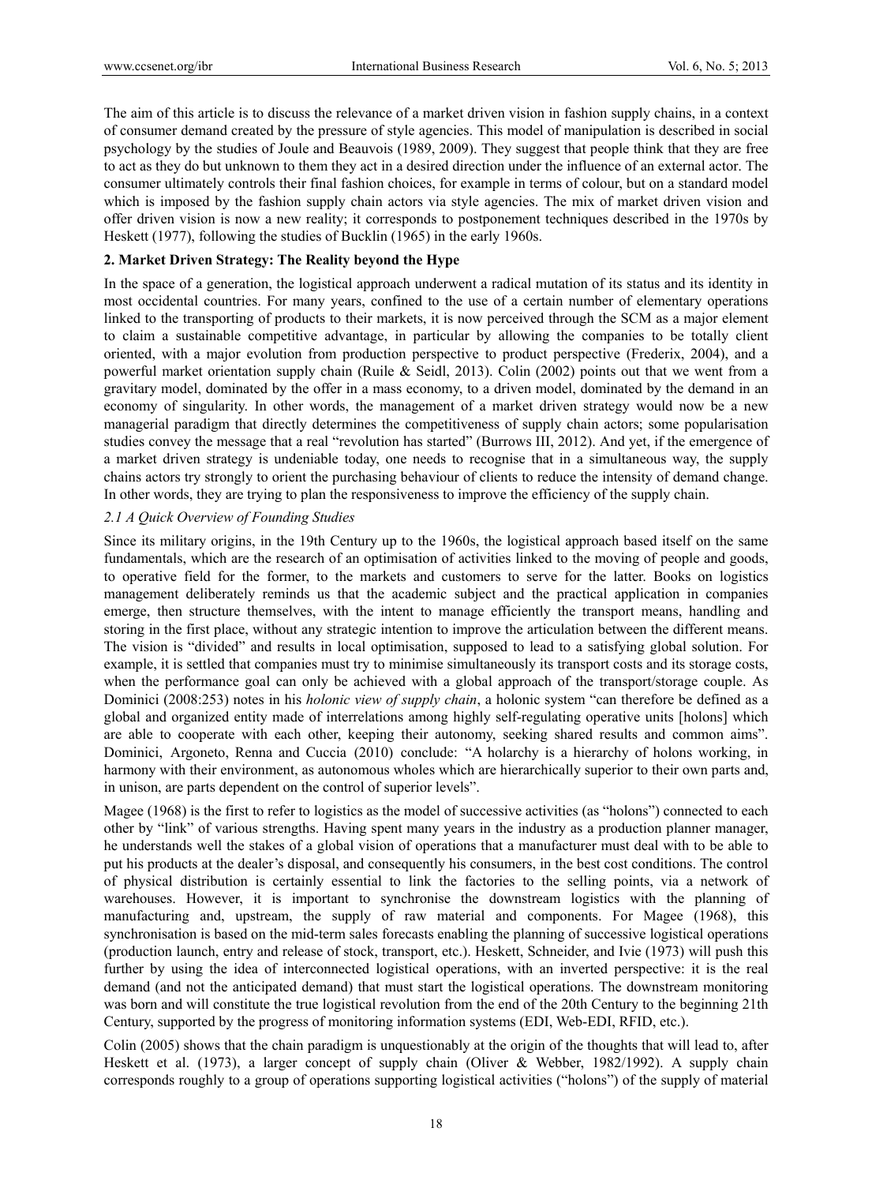The aim of this article is to discuss the relevance of a market driven vision in fashion supply chains, in a context of consumer demand created by the pressure of style agencies. This model of manipulation is described in social psychology by the studies of Joule and Beauvois (1989, 2009). They suggest that people think that they are free to act as they do but unknown to them they act in a desired direction under the influence of an external actor. The consumer ultimately controls their final fashion choices, for example in terms of colour, but on a standard model which is imposed by the fashion supply chain actors via style agencies. The mix of market driven vision and offer driven vision is now a new reality; it corresponds to postponement techniques described in the 1970s by Heskett (1977), following the studies of Bucklin (1965) in the early 1960s.

## 2. Market Driven Strategy: The Reality beyond the Hype

In the space of a generation, the logistical approach underwent a radical mutation of its status and its identity in most occidental countries. For many years, confined to the use of a certain number of elementary operations linked to the transporting of products to their markets, it is now perceived through the SCM as a major element to claim a sustainable competitive advantage, in particular by allowing the companies to be totally client oriented, with a major evolution from production perspective to product perspective (Frederix, 2004), and a powerful market orientation supply chain (Ruile & Seidl, 2013). Colin (2002) points out that we went from a gravitary model, dominated by the offer in a mass economy, to a driven model, dominated by the demand in an economy of singularity. In other words, the management of a market driven strategy would now be a new managerial paradigm that directly determines the competitiveness of supply chain actors; some popularisation studies convey the message that a real "revolution has started" (Burrows III, 2012). And yet, if the emergence of a market driven strategy is undeniable today, one needs to recognise that in a simultaneous way, the supply chains actors try strongly to orient the purchasing behaviour of clients to reduce the intensity of demand change. In other words, they are trying to plan the responsiveness to improve the efficiency of the supply chain.

### *2.1 A Quick Overview of Founding Studies*

Since its military origins, in the 19th Century up to the 1960s, the logistical approach based itself on the same fundamentals, which are the research of an optimisation of activities linked to the moving of people and goods, to operative field for the former, to the markets and customers to serve for the latter. Books on logistics management deliberately reminds us that the academic subject and the practical application in companies emerge, then structure themselves, with the intent to manage efficiently the transport means, handling and storing in the first place, without any strategic intention to improve the articulation between the different means. The vision is "divided" and results in local optimisation, supposed to lead to a satisfying global solution. For example, it is settled that companies must try to minimise simultaneously its transport costs and its storage costs, when the performance goal can only be achieved with a global approach of the transport/storage couple. As Dominici (2008:253) notes in his *holonic view of supply chain*, a holonic system "can therefore be defined as a global and organized entity made of interrelations among highly self-regulating operative units [holons] which are able to cooperate with each other, keeping their autonomy, seeking shared results and common aims". Dominici, Argoneto, Renna and Cuccia (2010) conclude: "A holarchy is a hierarchy of holons working, in harmony with their environment, as autonomous wholes which are hierarchically superior to their own parts and, in unison, are parts dependent on the control of superior levels".

Magee (1968) is the first to refer to logistics as the model of successive activities (as "holons") connected to each other by "link" of various strengths. Having spent many years in the industry as a production planner manager, he understands well the stakes of a global vision of operations that a manufacturer must deal with to be able to put his products at the dealer's disposal, and consequently his consumers, in the best cost conditions. The control of physical distribution is certainly essential to link the factories to the selling points, via a network of warehouses. However, it is important to synchronise the downstream logistics with the planning of manufacturing and, upstream, the supply of raw material and components. For Magee (1968), this synchronisation is based on the mid-term sales forecasts enabling the planning of successive logistical operations (production launch, entry and release of stock, transport, etc.). Heskett, Schneider, and Ivie (1973) will push this further by using the idea of interconnected logistical operations, with an inverted perspective: it is the real demand (and not the anticipated demand) that must start the logistical operations. The downstream monitoring was born and will constitute the true logistical revolution from the end of the 20th Century to the beginning 21th Century, supported by the progress of monitoring information systems (EDI, Web-EDI, RFID, etc.).

Colin (2005) shows that the chain paradigm is unquestionably at the origin of the thoughts that will lead to, after Heskett et al. (1973), a larger concept of supply chain (Oliver & Webber, 1982/1992). A supply chain corresponds roughly to a group of operations supporting logistical activities ("holons") of the supply of material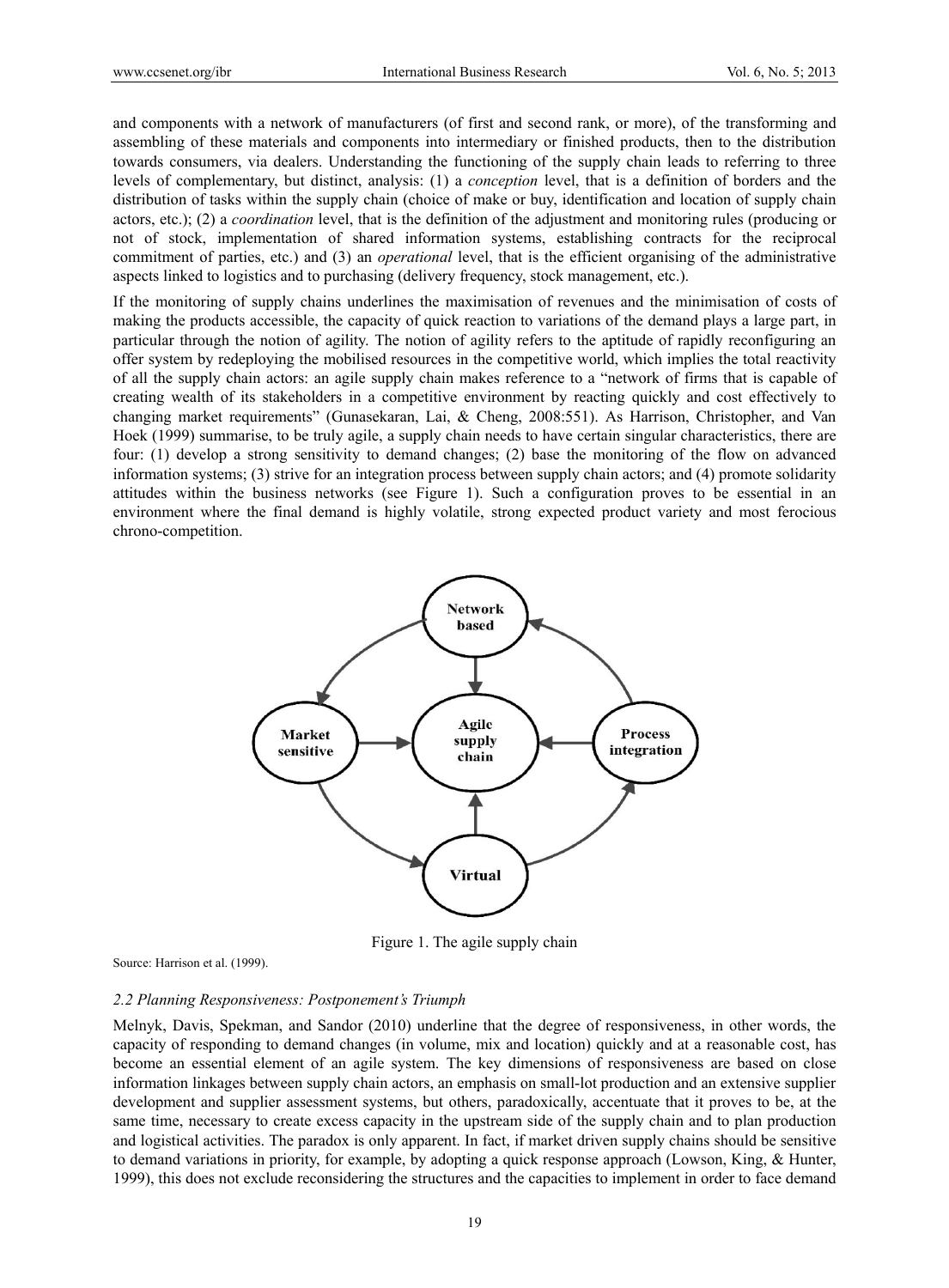and components with a network of manufacturers (of first and second rank, or more), of the transforming and assembling of these materials and components into intermediary or finished products, then to the distribution towards consumers, via dealers. Understanding the functioning of the supply chain leads to referring to three levels of complementary, but distinct, analysis: (1) a *conception* level, that is a definition of borders and the distribution of tasks within the supply chain (choice of make or buy, identification and location of supply chain actors, etc.); (2) a *coordination* level, that is the definition of the adjustment and monitoring rules (producing or not of stock, implementation of shared information systems, establishing contracts for the reciprocal commitment of parties, etc.) and (3) an *operational* level, that is the efficient organising of the administrative aspects linked to logistics and to purchasing (delivery frequency, stock management, etc.).

If the monitoring of supply chains underlines the maximisation of revenues and the minimisation of costs of making the products accessible, the capacity of quick reaction to variations of the demand plays a large part, in particular through the notion of agility. The notion of agility refers to the aptitude of rapidly reconfiguring an offer system by redeploying the mobilised resources in the competitive world, which implies the total reactivity of all the supply chain actors: an agile supply chain makes reference to a "network of firms that is capable of creating wealth of its stakeholders in a competitive environment by reacting quickly and cost effectively to changing market requirements" (Gunasekaran, Lai, & Cheng, 2008:551). As Harrison, Christopher, and Van Hoek (1999) summarise, to be truly agile, a supply chain needs to have certain singular characteristics, there are four: (1) develop a strong sensitivity to demand changes; (2) base the monitoring of the flow on advanced information systems; (3) strive for an integration process between supply chain actors; and (4) promote solidarity attitudes within the business networks (see Figure 1). Such a configuration proves to be essential in an environment where the final demand is highly volatile, strong expected product variety and most ferocious chrono-competition.

Figure 1. The agile supply chain

Source: Harrison et al. (1999).

### *2.2 Planning Responsiveness: Postponement's Triumph*

Melnyk, Davis, Spekman, and Sandor (2010) underline that the degree of responsiveness, in other words, the capacity of responding to demand changes (in volume, mix and location) quickly and at a reasonable cost, has become an essential element of an agile system. The key dimensions of responsiveness are based on close information linkages between supply chain actors, an emphasis on small-lot production and an extensive supplier development and supplier assessment systems, but others, paradoxically, accentuate that it proves to be, at the same time, necessary to create excess capacity in the upstream side of the supply chain and to plan production and logistical activities. The paradox is only apparent. In fact, if market driven supply chains should be sensitive to demand variations in priority, for example, by adopting a quick response approach (Lowson, King, & Hunter, 1999), this does not exclude reconsidering the structures and the capacities to implement in order to face demand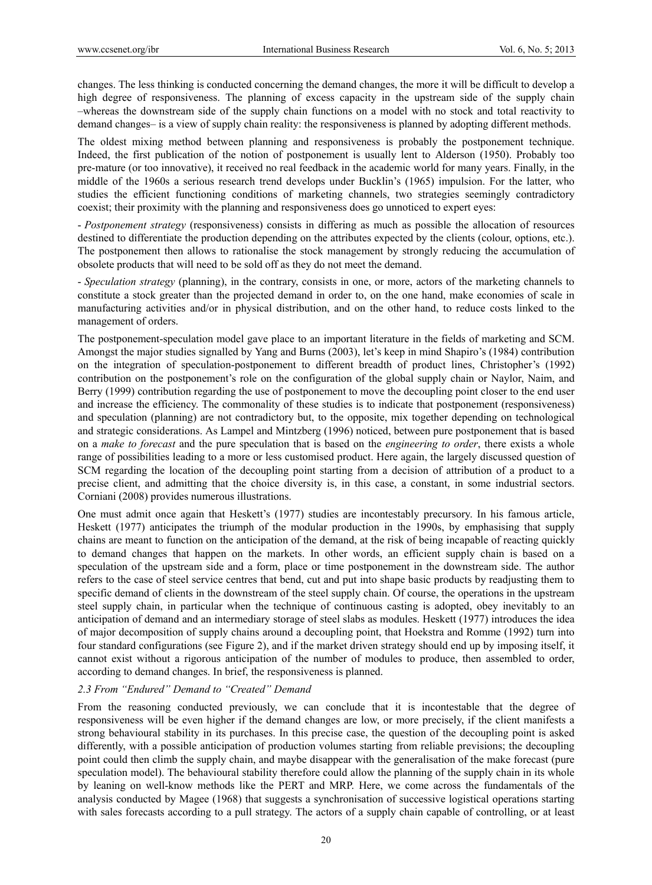changes. The less thinking is conducted concerning the demand changes, the more it will be difficult to develop a high degree of responsiveness. The planning of excess capacity in the upstream side of the supply chain –whereas the downstream side of the supply chain functions on a model with no stock and total reactivity to demand changes– is a view of supply chain reality: the responsiveness is planned by adopting different methods.

The oldest mixing method between planning and responsiveness is probably the postponement technique. Indeed, the first publication of the notion of postponement is usually lent to Alderson (1950). Probably too pre-mature (or too innovative), it received no real feedback in the academic world for many years. Finally, in the middle of the 1960s a serious research trend develops under Bucklin's (1965) impulsion. For the latter, who studies the efficient functioning conditions of marketing channels, two strategies seemingly contradictory coexist; their proximity with the planning and responsiveness does go unnoticed to expert eyes:

- *Postponement strategy* (responsiveness) consists in differing as much as possible the allocation of resources destined to differentiate the production depending on the attributes expected by the clients (colour, options, etc.). The postponement then allows to rationalise the stock management by strongly reducing the accumulation of obsolete products that will need to be sold off as they do not meet the demand.

- *Speculation strategy* (planning), in the contrary, consists in one, or more, actors of the marketing channels to constitute a stock greater than the projected demand in order to, on the one hand, make economies of scale in manufacturing activities and/or in physical distribution, and on the other hand, to reduce costs linked to the management of orders.

The postponement-speculation model gave place to an important literature in the fields of marketing and SCM. Amongst the major studies signalled by Yang and Burns (2003), let's keep in mind Shapiro's (1984) contribution on the integration of speculation-postponement to different breadth of product lines, Christopher's (1992) contribution on the postponement's role on the configuration of the global supply chain or Naylor, Naim, and Berry (1999) contribution regarding the use of postponement to move the decoupling point closer to the end user and increase the efficiency. The commonality of these studies is to indicate that postponement (responsiveness) and speculation (planning) are not contradictory but, to the opposite, mix together depending on technological and strategic considerations. As Lampel and Mintzberg (1996) noticed, between pure postponement that is based on a *make to forecast* and the pure speculation that is based on the *engineering to order*, there exists a whole range of possibilities leading to a more or less customised product. Here again, the largely discussed question of SCM regarding the location of the decoupling point starting from a decision of attribution of a product to a precise client, and admitting that the choice diversity is, in this case, a constant, in some industrial sectors. Corniani (2008) provides numerous illustrations.

One must admit once again that Heskett's (1977) studies are incontestably precursory. In his famous article, Heskett (1977) anticipates the triumph of the modular production in the 1990s, by emphasising that supply chains are meant to function on the anticipation of the demand, at the risk of being incapable of reacting quickly to demand changes that happen on the markets. In other words, an efficient supply chain is based on a speculation of the upstream side and a form, place or time postponement in the downstream side. The author refers to the case of steel service centres that bend, cut and put into shape basic products by readjusting them to specific demand of clients in the downstream of the steel supply chain. Of course, the operations in the upstream steel supply chain, in particular when the technique of continuous casting is adopted, obey inevitably to an anticipation of demand and an intermediary storage of steel slabs as modules. Heskett (1977) introduces the idea of major decomposition of supply chains around a decoupling point, that Hoekstra and Romme (1992) turn into four standard configurations (see Figure 2), and if the market driven strategy should end up by imposing itself, it cannot exist without a rigorous anticipation of the number of modules to produce, then assembled to order, according to demand changes. In brief, the responsiveness is planned.

### *2.3 From "Endured" Demand to "Created" Demand*

From the reasoning conducted previously, we can conclude that it is incontestable that the degree of responsiveness will be even higher if the demand changes are low, or more precisely, if the client manifests a strong behavioural stability in its purchases. In this precise case, the question of the decoupling point is asked differently, with a possible anticipation of production volumes starting from reliable previsions; the decoupling point could then climb the supply chain, and maybe disappear with the generalisation of the make forecast (pure speculation model). The behavioural stability therefore could allow the planning of the supply chain in its whole by leaning on well-know methods like the PERT and MRP. Here, we come across the fundamentals of the analysis conducted by Magee (1968) that suggests a synchronisation of successive logistical operations starting with sales forecasts according to a pull strategy. The actors of a supply chain capable of controlling, or at least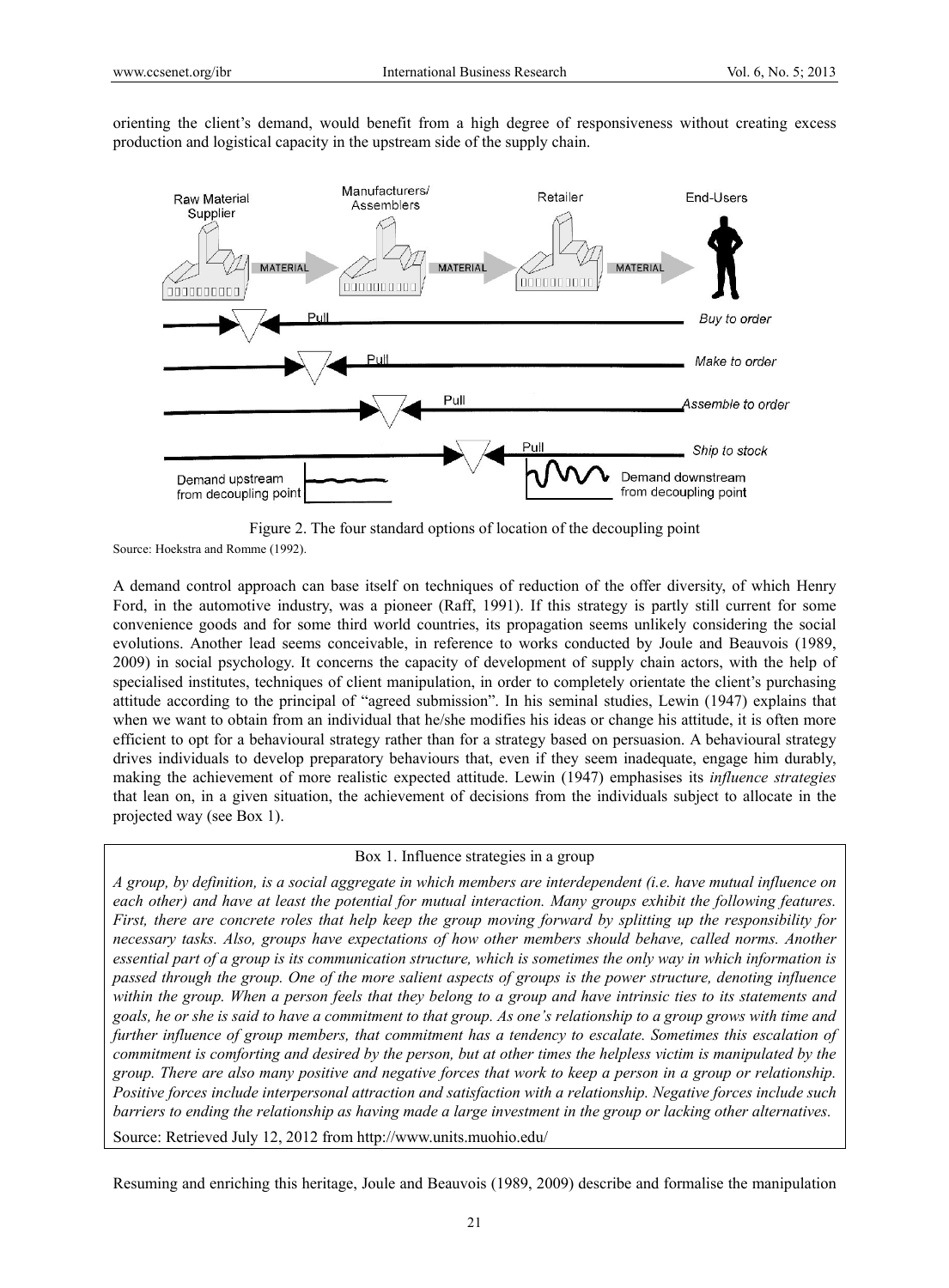orienting the client's demand, would benefit from a high degree of responsiveness without creating excess production and logistical capacity in the upstream side of the supply chain.

Raw Material Supplier
Manufacturers/ Assemblers
Retailer
End-Users
MATERIAL
MATERIAL
MATERIAL
Pull
Buy to order
Pull
Make to order
Pull
Assemble to order
Pull
Ship to stock
Demand upstream from decoupling point
Demand downstream from decoupling point

Figure 2. The four standard options of location of the decoupling point

Source: Hoekstra and Romme (1992).

A demand control approach can base itself on techniques of reduction of the offer diversity, of which Henry Ford, in the automotive industry, was a pioneer (Raff, 1991). If this strategy is partly still current for some convenience goods and for some third world countries, its propagation seems unlikely considering the social evolutions. Another lead seems conceivable, in reference to works conducted by Joule and Beauvois (1989, 2009) in social psychology. It concerns the capacity of development of supply chain actors, with the help of specialised institutes, techniques of client manipulation, in order to completely orientate the client's purchasing attitude according to the principal of "agreed submission". In his seminal studies, Lewin (1947) explains that when we want to obtain from an individual that he/she modifies his ideas or change his attitude, it is often more efficient to opt for a behavioural strategy rather than for a strategy based on persuasion. A behavioural strategy drives individuals to develop preparatory behaviours that, even if they seem inadequate, engage him durably, making the achievement of more realistic expected attitude. Lewin (1947) emphasises its *influence strategies* that lean on, in a given situation, the achievement of decisions from the individuals subject to allocate in the projected way (see Box 1).

Box 1. Influence strategies in a group

*A group, by definition, is a social aggregate in which members are interdependent (i.e. have mutual influence on each other) and have at least the potential for mutual interaction. Many groups exhibit the following features. First, there are concrete roles that help keep the group moving forward by splitting up the responsibility for necessary tasks. Also, groups have expectations of how other members should behave, called norms. Another essential part of a group is its communication structure, which is sometimes the only way in which information is passed through the group. One of the more salient aspects of groups is the power structure, denoting influence within the group. When a person feels that they belong to a group and have intrinsic ties to its statements and goals, he or she is said to have a commitment to that group. As one's relationship to a group grows with time and further influence of group members, that commitment has a tendency to escalate. Sometimes this escalation of commitment is comforting and desired by the person, but at other times the helpless victim is manipulated by the group. There are also many positive and negative forces that work to keep a person in a group or relationship. Positive forces include interpersonal attraction and satisfaction with a relationship. Negative forces include such barriers to ending the relationship as having made a large investment in the group or lacking other alternatives.*

Source: Retrieved July 12, 2012 from http://www.units.muohio.edu/

Resuming and enriching this heritage, Joule and Beauvois (1989, 2009) describe and formalise the manipulation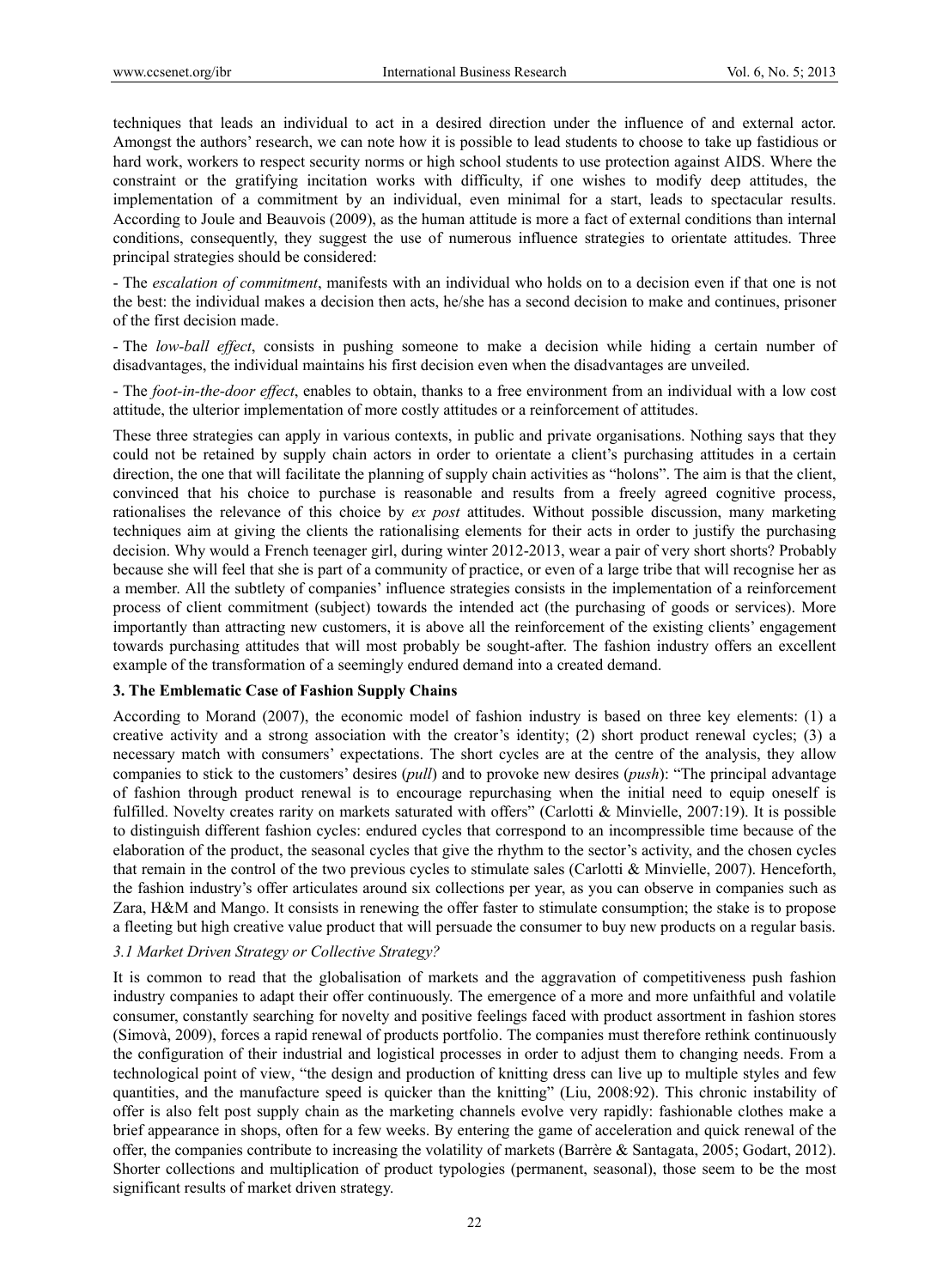techniques that leads an individual to act in a desired direction under the influence of and external actor. Amongst the authors' research, we can note how it is possible to lead students to choose to take up fastidious or hard work, workers to respect security norms or high school students to use protection against AIDS. Where the constraint or the gratifying incitation works with difficulty, if one wishes to modify deep attitudes, the implementation of a commitment by an individual, even minimal for a start, leads to spectacular results. According to Joule and Beauvois (2009), as the human attitude is more a fact of external conditions than internal conditions, consequently, they suggest the use of numerous influence strategies to orientate attitudes. Three principal strategies should be considered:

- The *escalation of commitment*, manifests with an individual who holds on to a decision even if that one is not the best: the individual makes a decision then acts, he/she has a second decision to make and continues, prisoner of the first decision made.

- The *low-ball effect*, consists in pushing someone to make a decision while hiding a certain number of disadvantages, the individual maintains his first decision even when the disadvantages are unveiled.

- The *foot-in-the-door effect*, enables to obtain, thanks to a free environment from an individual with a low cost attitude, the ulterior implementation of more costly attitudes or a reinforcement of attitudes.

These three strategies can apply in various contexts, in public and private organisations. Nothing says that they could not be retained by supply chain actors in order to orientate a client's purchasing attitudes in a certain direction, the one that will facilitate the planning of supply chain activities as "holons". The aim is that the client, convinced that his choice to purchase is reasonable and results from a freely agreed cognitive process, rationalises the relevance of this choice by *ex post* attitudes. Without possible discussion, many marketing techniques aim at giving the clients the rationalising elements for their acts in order to justify the purchasing decision. Why would a French teenager girl, during winter 2012-2013, wear a pair of very short shorts? Probably because she will feel that she is part of a community of practice, or even of a large tribe that will recognise her as a member. All the subtlety of companies' influence strategies consists in the implementation of a reinforcement process of client commitment (subject) towards the intended act (the purchasing of goods or services). More importantly than attracting new customers, it is above all the reinforcement of the existing clients' engagement towards purchasing attitudes that will most probably be sought-after. The fashion industry offers an excellent example of the transformation of a seemingly endured demand into a created demand.

## 3. The Emblematic Case of Fashion Supply Chains

According to Morand (2007), the economic model of fashion industry is based on three key elements: (1) a creative activity and a strong association with the creator's identity; (2) short product renewal cycles; (3) a necessary match with consumers' expectations. The short cycles are at the centre of the analysis, they allow companies to stick to the customers' desires (*pull*) and to provoke new desires (*push*): "The principal advantage of fashion through product renewal is to encourage repurchasing when the initial need to equip oneself is fulfilled. Novelty creates rarity on markets saturated with offers" (Carlotti & Minvielle, 2007:19). It is possible to distinguish different fashion cycles: endured cycles that correspond to an incompressible time because of the elaboration of the product, the seasonal cycles that give the rhythm to the sector's activity, and the chosen cycles that remain in the control of the two previous cycles to stimulate sales (Carlotti & Minvielle, 2007). Henceforth, the fashion industry's offer articulates around six collections per year, as you can observe in companies such as Zara, H&M and Mango. It consists in renewing the offer faster to stimulate consumption; the stake is to propose a fleeting but high creative value product that will persuade the consumer to buy new products on a regular basis.

### *3.1 Market Driven Strategy or Collective Strategy?*

It is common to read that the globalisation of markets and the aggravation of competitiveness push fashion industry companies to adapt their offer continuously. The emergence of a more and more unfaithful and volatile consumer, constantly searching for novelty and positive feelings faced with product assortment in fashion stores (Simovà, 2009), forces a rapid renewal of products portfolio. The companies must therefore rethink continuously the configuration of their industrial and logistical processes in order to adjust them to changing needs. From a technological point of view, "the design and production of knitting dress can live up to multiple styles and few quantities, and the manufacture speed is quicker than the knitting" (Liu, 2008:92). This chronic instability of offer is also felt post supply chain as the marketing channels evolve very rapidly: fashionable clothes make a brief appearance in shops, often for a few weeks. By entering the game of acceleration and quick renewal of the offer, the companies contribute to increasing the volatility of markets (Barrère & Santagata, 2005; Godart, 2012). Shorter collections and multiplication of product typologies (permanent, seasonal), those seem to be the most significant results of market driven strategy.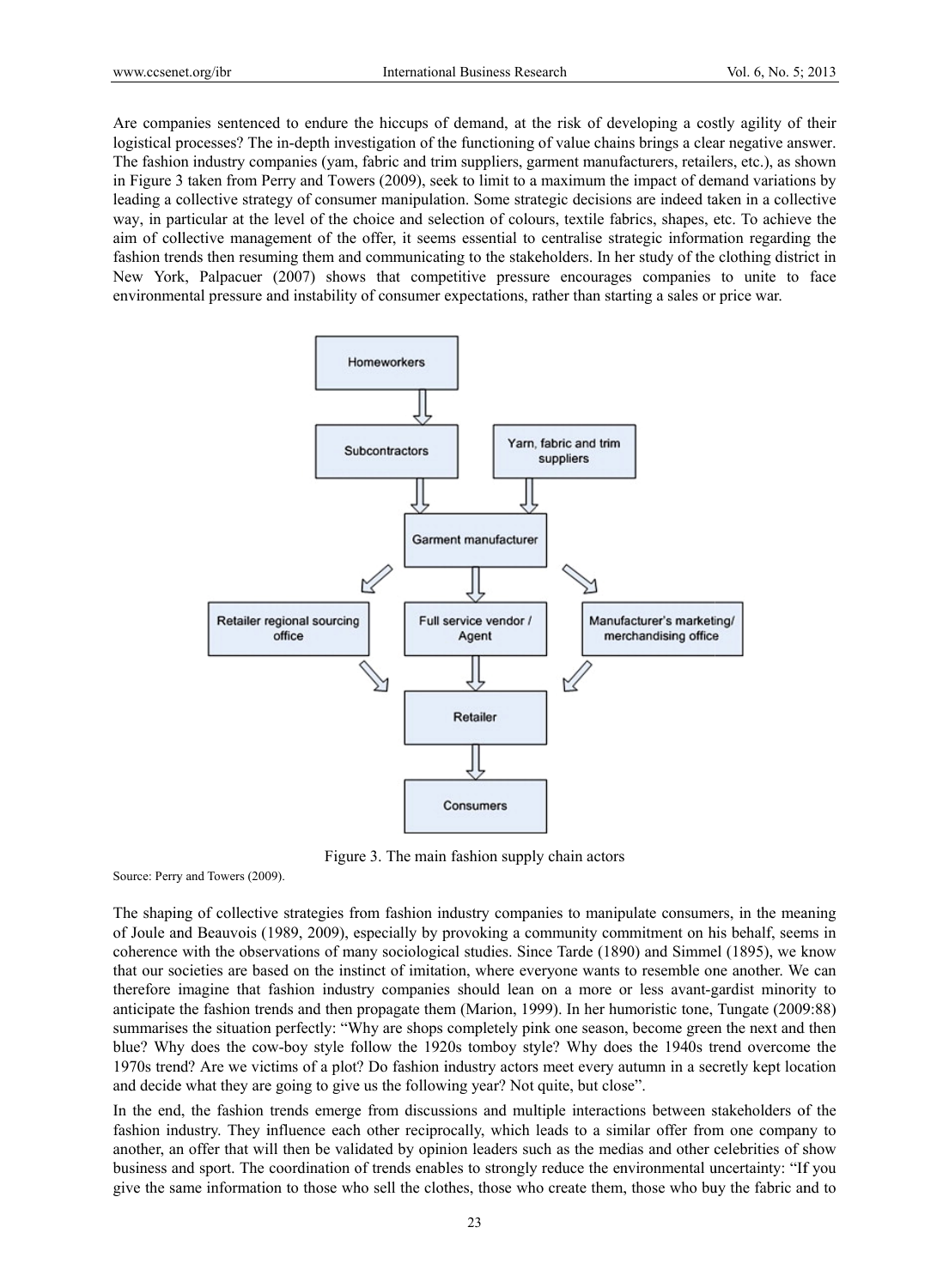Are companies sentenced to endure the hiccups of demand, at the risk of developing a costly agility of their logistical processes? The in-depth investigation of the functioning of value chains brings a clear negative answer. The fashion industry companies (yam, fabric and trim suppliers, garment manufacturers, retailers, etc.), as shown in Figure 3 taken from Perry and Towers (2009), seek to limit to a maximum the impact of demand variations by leading a collective strategy of consumer manipulation. Some strategic decisions are indeed taken in a collective way, in particular at the level of the choice and selection of colours, textile fabrics, shapes, etc. To achieve the aim of collective management of the offer, it seems essential to centralise strategic information regarding the fashion trends then resuming them and communicating to the stakeholders. In her study of the clothing district in New York, Palpacuer (2007) shows that competitive pressure encourages companies to unite to face environmental pressure and instability of consumer expectations, rather than starting a sales or price war.

Homeworkers

Subcontractors

Yarn, fabric and trim suppliers

Garment manufacturer

Retailer regional sourcing office

Full service vendor / Agent

Manufacturer's marketing/ merchandising office

Retailer

Consumers

Figure 3. The main fashion supply chain actors

Source: Perry and Towers (2009).

The shaping of collective strategies from fashion industry companies to manipulate consumers, in the meaning of Joule and Beauvois (1989, 2009), especially by provoking a community commitment on his behalf, seems in coherence with the observations of many sociological studies. Since Tarde (1890) and Simmel (1895), we know that our societies are based on the instinct of imitation, where everyone wants to resemble one another. We can therefore imagine that fashion industry companies should lean on a more or less avant-gardist minority to anticipate the fashion trends and then propagate them (Marion, 1999). In her humoristic tone, Tungate (2009:88) summarises the situation perfectly: "Why are shops completely pink one season, become green the next and then blue? Why does the cow-boy style follow the 1920s tomboy style? Why does the 1940s trend overcome the 1970s trend? Are we victims of a plot? Do fashion industry actors meet every autumn in a secretly kept location and decide what they are going to give us the following year? Not quite, but close".

In the end, the fashion trends emerge from discussions and multiple interactions between stakeholders of the fashion industry. They influence each other reciprocally, which leads to a similar offer from one company to another, an offer that will then be validated by opinion leaders such as the medias and other celebrities of show business and sport. The coordination of trends enables to strongly reduce the environmental uncertainty: "If you give the same information to those who sell the clothes, those who create them, those who buy the fabric and to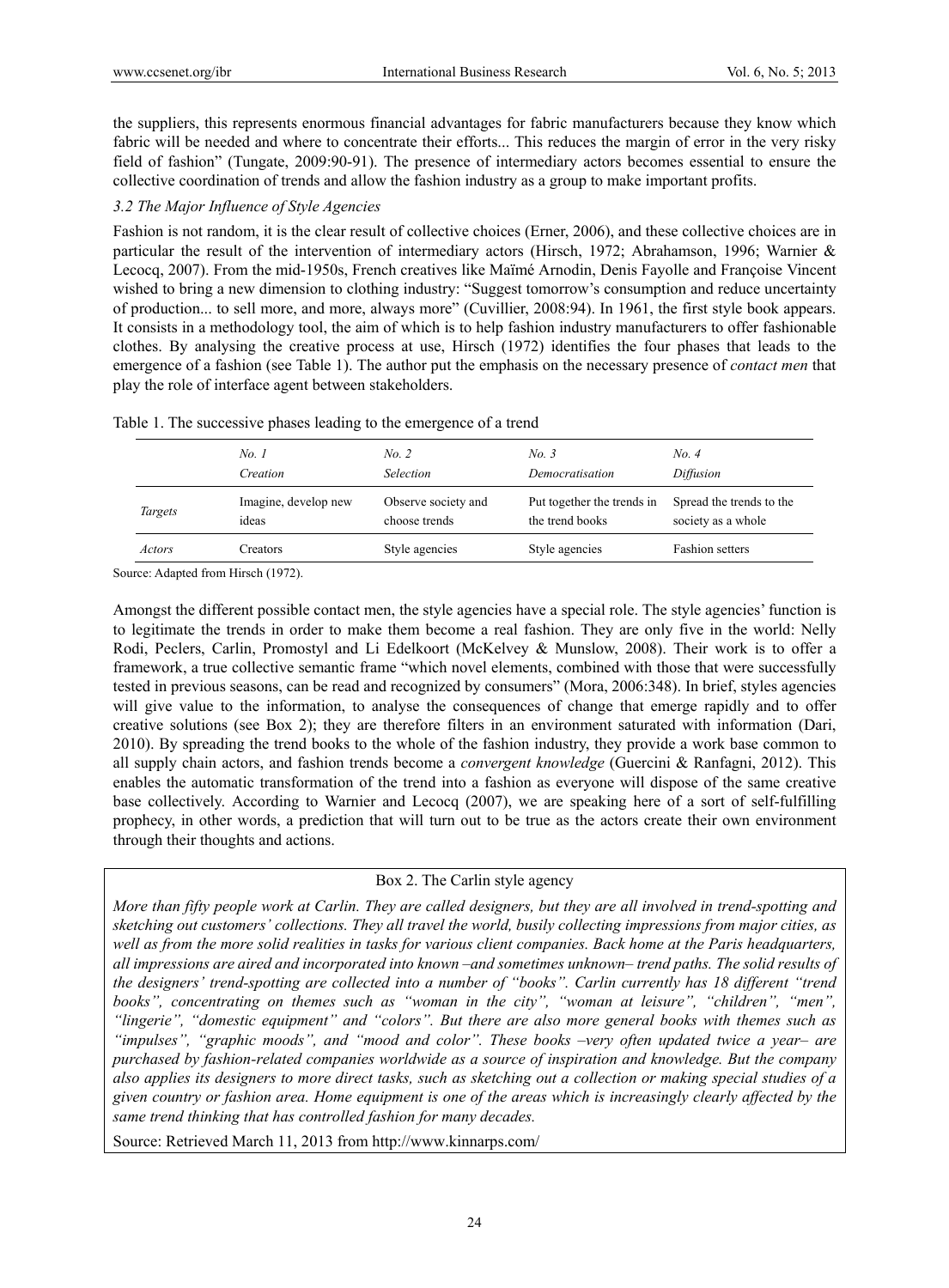the suppliers, this represents enormous financial advantages for fabric manufacturers because they know which fabric will be needed and where to concentrate their efforts... This reduces the margin of error in the very risky field of fashion" (Tungate, 2009:90-91). The presence of intermediary actors becomes essential to ensure the collective coordination of trends and allow the fashion industry as a group to make important profits.

### *3.2 The Major Influence of Style Agencies*

Fashion is not random, it is the clear result of collective choices (Erner, 2006), and these collective choices are in particular the result of the intervention of intermediary actors (Hirsch, 1972; Abrahamson, 1996; Warnier & Lecocq, 2007). From the mid-1950s, French creatives like Maïmé Arnodin, Denis Fayolle and Françoise Vincent wished to bring a new dimension to clothing industry: "Suggest tomorrow's consumption and reduce uncertainty of production... to sell more, and more, always more" (Cuvillier, 2008:94). In 1961, the first style book appears. It consists in a methodology tool, the aim of which is to help fashion industry manufacturers to offer fashionable clothes. By analysing the creative process at use, Hirsch (1972) identifies the four phases that leads to the emergence of a fashion (see Table 1). The author put the emphasis on the necessary presence of *contact men* that play the role of interface agent between stakeholders.

Table 1. The successive phases leading to the emergence of a trend

| | *No. 1*<br>*Creation* | *No. 2*<br>*Selection* | *No. 3*<br>*Democratisation* | *No. 4*<br>*Diffusion* |
|---|---|---|---|---|
| *Targets* | Imagine, develop new ideas | Observe society and choose trends | Put together the trends in the trend books | Spread the trends to the society as a whole |
| *Actors* | Creators | Style agencies | Style agencies | Fashion setters |

Source: Adapted from Hirsch (1972).

Amongst the different possible contact men, the style agencies have a special role. The style agencies' function is to legitimate the trends in order to make them become a real fashion. They are only five in the world: Nelly Rodi, Peclers, Carlin, Promostyl and Li Edelkoort (McKelvey & Munslow, 2008). Their work is to offer a framework, a true collective semantic frame "which novel elements, combined with those that were successfully tested in previous seasons, can be read and recognized by consumers" (Mora, 2006:348). In brief, styles agencies will give value to the information, to analyse the consequences of change that emerge rapidly and to offer creative solutions (see Box 2); they are therefore filters in an environment saturated with information (Dari, 2010). By spreading the trend books to the whole of the fashion industry, they provide a work base common to all supply chain actors, and fashion trends become a *convergent knowledge* (Guercini & Ranfagni, 2012). This enables the automatic transformation of the trend into a fashion as everyone will dispose of the same creative base collectively. According to Warnier and Lecocq (2007), we are speaking here of a sort of self-fulfilling prophecy, in other words, a prediction that will turn out to be true as the actors create their own environment through their thoughts and actions.

Box 2. The Carlin style agency

*More than fifty people work at Carlin. They are called designers, but they are all involved in trend-spotting and sketching out customers' collections. They all travel the world, busily collecting impressions from major cities, as well as from the more solid realities in tasks for various client companies. Back home at the Paris headquarters, all impressions are aired and incorporated into known –and sometimes unknown– trend paths. The solid results of the designers' trend-spotting are collected into a number of "books". Carlin currently has 18 different "trend books", concentrating on themes such as "woman in the city", "woman at leisure", "children", "men", "lingerie", "domestic equipment" and "colors". But there are also more general books with themes such as "impulses", "graphic moods", and "mood and color". These books –very often updated twice a year– are purchased by fashion-related companies worldwide as a source of inspiration and knowledge. But the company also applies its designers to more direct tasks, such as sketching out a collection or making special studies of a given country or fashion area. Home equipment is one of the areas which is increasingly clearly affected by the same trend thinking that has controlled fashion for many decades.*

Source: Retrieved March 11, 2013 from http://www.kinnarps.com/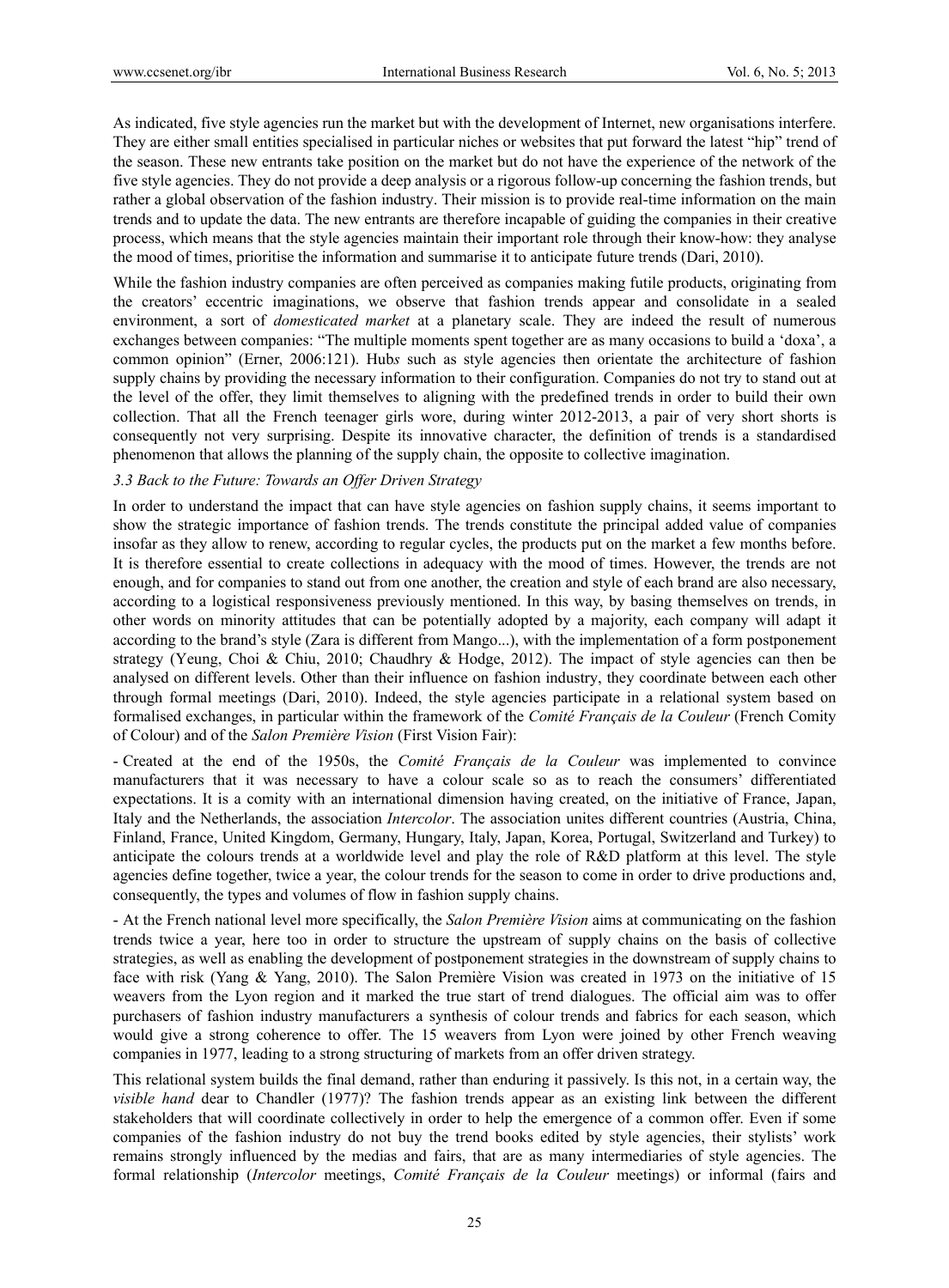As indicated, five style agencies run the market but with the development of Internet, new organisations interfere. They are either small entities specialised in particular niches or websites that put forward the latest "hip" trend of the season. These new entrants take position on the market but do not have the experience of the network of the five style agencies. They do not provide a deep analysis or a rigorous follow-up concerning the fashion trends, but rather a global observation of the fashion industry. Their mission is to provide real-time information on the main trends and to update the data. The new entrants are therefore incapable of guiding the companies in their creative process, which means that the style agencies maintain their important role through their know-how: they analyse the mood of times, prioritise the information and summarise it to anticipate future trends (Dari, 2010).

While the fashion industry companies are often perceived as companies making futile products, originating from the creators' eccentric imaginations, we observe that fashion trends appear and consolidate in a sealed environment, a sort of *domesticated market* at a planetary scale. They are indeed the result of numerous exchanges between companies: "The multiple moments spent together are as many occasions to build a 'doxa', a common opinion" (Erner, 2006:121). Hub*s* such as style agencies then orientate the architecture of fashion supply chains by providing the necessary information to their configuration. Companies do not try to stand out at the level of the offer, they limit themselves to aligning with the predefined trends in order to build their own collection. That all the French teenager girls wore, during winter 2012-2013, a pair of very short shorts is consequently not very surprising. Despite its innovative character, the definition of trends is a standardised phenomenon that allows the planning of the supply chain, the opposite to collective imagination.

### *3.3 Back to the Future: Towards an Offer Driven Strategy*

In order to understand the impact that can have style agencies on fashion supply chains, it seems important to show the strategic importance of fashion trends. The trends constitute the principal added value of companies insofar as they allow to renew, according to regular cycles, the products put on the market a few months before. It is therefore essential to create collections in adequacy with the mood of times. However, the trends are not enough, and for companies to stand out from one another, the creation and style of each brand are also necessary, according to a logistical responsiveness previously mentioned. In this way, by basing themselves on trends, in other words on minority attitudes that can be potentially adopted by a majority, each company will adapt it according to the brand's style (Zara is different from Mango...), with the implementation of a form postponement strategy (Yeung, Choi & Chiu, 2010; Chaudhry & Hodge, 2012). The impact of style agencies can then be analysed on different levels. Other than their influence on fashion industry, they coordinate between each other through formal meetings (Dari, 2010). Indeed, the style agencies participate in a relational system based on formalised exchanges, in particular within the framework of the *Comité Français de la Couleur* (French Comity of Colour) and of the *Salon Première Vision* (First Vision Fair):

- Created at the end of the 1950s, the *Comité Français de la Couleur* was implemented to convince manufacturers that it was necessary to have a colour scale so as to reach the consumers' differentiated expectations. It is a comity with an international dimension having created, on the initiative of France, Japan, Italy and the Netherlands, the association *Intercolor*. The association unites different countries (Austria, China, Finland, France, United Kingdom, Germany, Hungary, Italy, Japan, Korea, Portugal, Switzerland and Turkey) to anticipate the colours trends at a worldwide level and play the role of R&D platform at this level. The style agencies define together, twice a year, the colour trends for the season to come in order to drive productions and, consequently, the types and volumes of flow in fashion supply chains.

- At the French national level more specifically, the *Salon Première Vision* aims at communicating on the fashion trends twice a year, here too in order to structure the upstream of supply chains on the basis of collective strategies, as well as enabling the development of postponement strategies in the downstream of supply chains to face with risk (Yang & Yang, 2010). The Salon Première Vision was created in 1973 on the initiative of 15 weavers from the Lyon region and it marked the true start of trend dialogues. The official aim was to offer purchasers of fashion industry manufacturers a synthesis of colour trends and fabrics for each season, which would give a strong coherence to offer. The 15 weavers from Lyon were joined by other French weaving companies in 1977, leading to a strong structuring of markets from an offer driven strategy.

This relational system builds the final demand, rather than enduring it passively. Is this not, in a certain way, the *visible hand* dear to Chandler (1977)? The fashion trends appear as an existing link between the different stakeholders that will coordinate collectively in order to help the emergence of a common offer. Even if some companies of the fashion industry do not buy the trend books edited by style agencies, their stylists' work remains strongly influenced by the medias and fairs, that are as many intermediaries of style agencies. The formal relationship (*Intercolor* meetings, *Comité Français de la Couleur* meetings) or informal (fairs and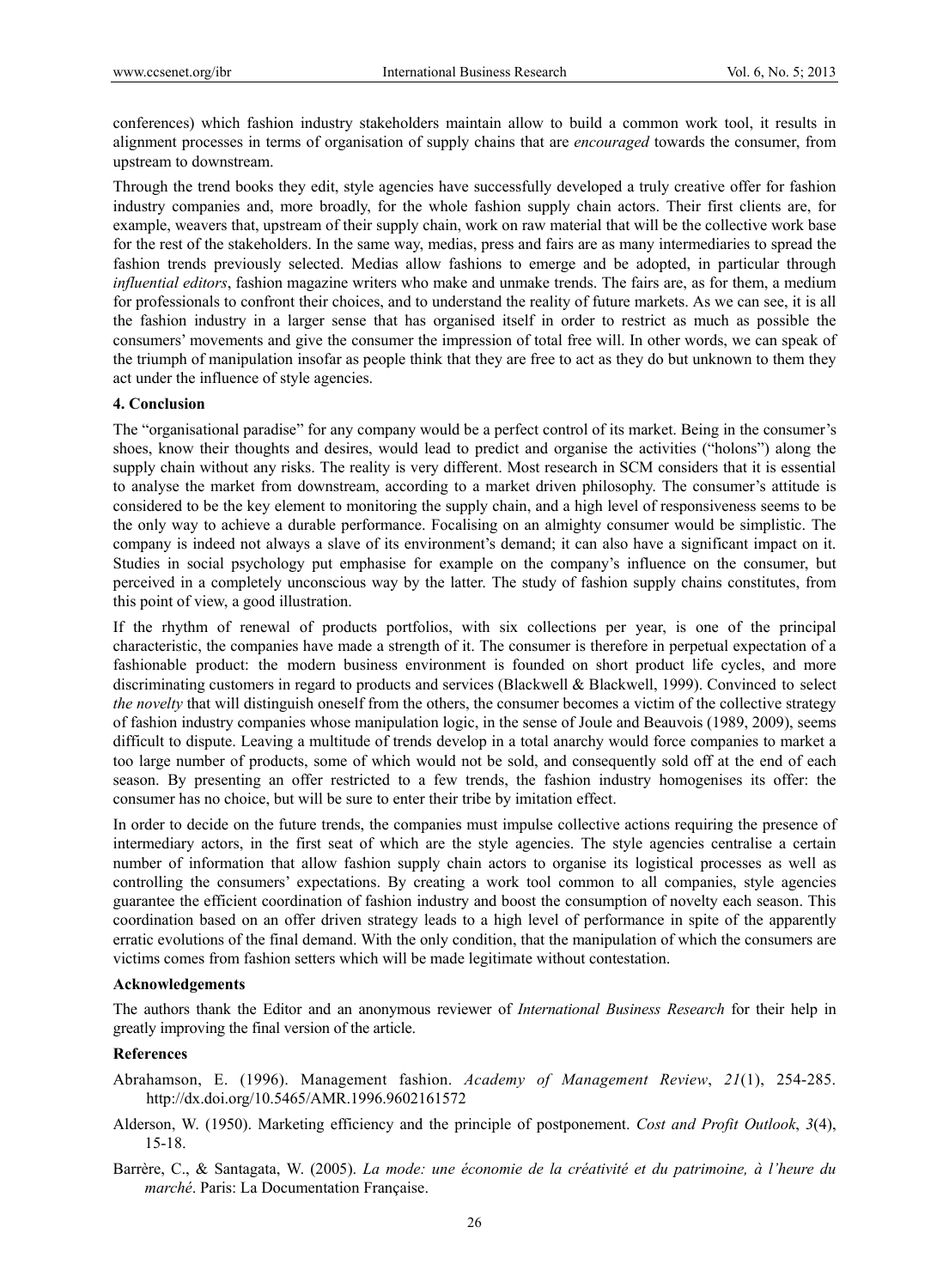conferences) which fashion industry stakeholders maintain allow to build a common work tool, it results in alignment processes in terms of organisation of supply chains that are *encouraged* towards the consumer, from upstream to downstream.

Through the trend books they edit, style agencies have successfully developed a truly creative offer for fashion industry companies and, more broadly, for the whole fashion supply chain actors. Their first clients are, for example, weavers that, upstream of their supply chain, work on raw material that will be the collective work base for the rest of the stakeholders. In the same way, medias, press and fairs are as many intermediaries to spread the fashion trends previously selected. Medias allow fashions to emerge and be adopted, in particular through *influential editors*, fashion magazine writers who make and unmake trends. The fairs are, as for them, a medium for professionals to confront their choices, and to understand the reality of future markets. As we can see, it is all the fashion industry in a larger sense that has organised itself in order to restrict as much as possible the consumers' movements and give the consumer the impression of total free will. In other words, we can speak of the triumph of manipulation insofar as people think that they are free to act as they do but unknown to them they act under the influence of style agencies.

## 4. Conclusion

The "organisational paradise" for any company would be a perfect control of its market. Being in the consumer's shoes, know their thoughts and desires, would lead to predict and organise the activities ("holons") along the supply chain without any risks. The reality is very different. Most research in SCM considers that it is essential to analyse the market from downstream, according to a market driven philosophy. The consumer's attitude is considered to be the key element to monitoring the supply chain, and a high level of responsiveness seems to be the only way to achieve a durable performance. Focalising on an almighty consumer would be simplistic. The company is indeed not always a slave of its environment's demand; it can also have a significant impact on it. Studies in social psychology put emphasise for example on the company's influence on the consumer, but perceived in a completely unconscious way by the latter. The study of fashion supply chains constitutes, from this point of view, a good illustration.

If the rhythm of renewal of products portfolios, with six collections per year, is one of the principal characteristic, the companies have made a strength of it. The consumer is therefore in perpetual expectation of a fashionable product: the modern business environment is founded on short product life cycles, and more discriminating customers in regard to products and services (Blackwell & Blackwell, 1999). Convinced to select *the novelty* that will distinguish oneself from the others, the consumer becomes a victim of the collective strategy of fashion industry companies whose manipulation logic, in the sense of Joule and Beauvois (1989, 2009), seems difficult to dispute. Leaving a multitude of trends develop in a total anarchy would force companies to market a too large number of products, some of which would not be sold, and consequently sold off at the end of each season. By presenting an offer restricted to a few trends, the fashion industry homogenises its offer: the consumer has no choice, but will be sure to enter their tribe by imitation effect.

In order to decide on the future trends, the companies must impulse collective actions requiring the presence of intermediary actors, in the first seat of which are the style agencies. The style agencies centralise a certain number of information that allow fashion supply chain actors to organise its logistical processes as well as controlling the consumers' expectations. By creating a work tool common to all companies, style agencies guarantee the efficient coordination of fashion industry and boost the consumption of novelty each season. This coordination based on an offer driven strategy leads to a high level of performance in spite of the apparently erratic evolutions of the final demand. With the only condition, that the manipulation of which the consumers are victims comes from fashion setters which will be made legitimate without contestation.

### Acknowledgements

The authors thank the Editor and an anonymous reviewer of *International Business Research* for their help in greatly improving the final version of the article.

### References

Abrahamson, E. (1996). Management fashion. *Academy of Management Review*, *21*(1), 254-285. http://dx.doi.org/10.5465/AMR.1996.9602161572

Alderson, W. (1950). Marketing efficiency and the principle of postponement. *Cost and Profit Outlook*, *3*(4), 15-18.

Barrère, C., & Santagata, W. (2005). *La mode: une économie de la créativité et du patrimoine, à l'heure du marché*. Paris: La Documentation Française.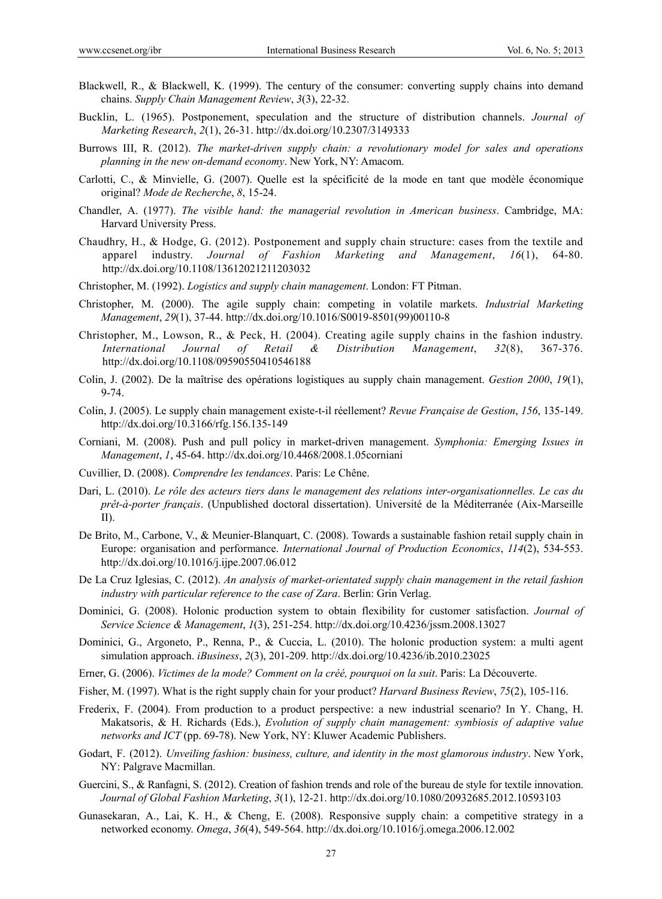Blackwell, R., & Blackwell, K. (1999). The century of the consumer: converting supply chains into demand chains. *Supply Chain Management Review*, *3*(3), 22-32.

Bucklin, L. (1965). Postponement, speculation and the structure of distribution channels. *Journal of Marketing Research*, *2*(1), 26-31. http://dx.doi.org/10.2307/3149333

Burrows III, R. (2012). *The market-driven supply chain: a revolutionary model for sales and operations planning in the new on-demand economy*. New York, NY: Amacom.

Carlotti, C., & Minvielle, G. (2007). Quelle est la spécificité de la mode en tant que modèle économique original? *Mode de Recherche*, *8*, 15-24.

Chandler, A. (1977). *The visible hand: the managerial revolution in American business*. Cambridge, MA: Harvard University Press.

Chaudhry, H., & Hodge, G. (2012). Postponement and supply chain structure: cases from the textile and apparel industry. *Journal of Fashion Marketing and Management*, *16*(1), 64-80. http://dx.doi.org/10.1108/13612021211203032

Christopher, M. (1992). *Logistics and supply chain management*. London: FT Pitman.

Christopher, M. (2000). The agile supply chain: competing in volatile markets. *Industrial Marketing Management*, *29*(1), 37-44. http://dx.doi.org/10.1016/S0019-8501(99)00110-8

Christopher, M., Lowson, R., & Peck, H. (2004). Creating agile supply chains in the fashion industry. *International Journal of Retail & Distribution Management*, *32*(8), 367-376. http://dx.doi.org/10.1108/09590550410546188

Colin, J. (2002). De la maîtrise des opérations logistiques au supply chain management. *Gestion 2000*, *19*(1), 9-74.

Colin, J. (2005). Le supply chain management existe-t-il réellement? *Revue Française de Gestion*, *156*, 135-149. http://dx.doi.org/10.3166/rfg.156.135-149

Corniani, M. (2008). Push and pull policy in market-driven management. *Symphonia: Emerging Issues in Management*, *1*, 45-64. http://dx.doi.org/10.4468/2008.1.05corniani

Cuvillier, D. (2008). *Comprendre les tendances*. Paris: Le Chêne.

Dari, L. (2010). *Le rôle des acteurs tiers dans le management des relations inter-organisationnelles. Le cas du prêt-à-porter français*. (Unpublished doctoral dissertation). Université de la Méditerranée (Aix-Marseille II).

De Brito, M., Carbone, V., & Meunier-Blanquart, C. (2008). Towards a sustainable fashion retail supply chain in Europe: organisation and performance. *International Journal of Production Economics*, *114*(2), 534-553. http://dx.doi.org/10.1016/j.ijpe.2007.06.012

De La Cruz Iglesias, C. (2012). *An analysis of market-orientated supply chain management in the retail fashion industry with particular reference to the case of Zara*. Berlin: Grin Verlag.

Dominici, G. (2008). Holonic production system to obtain flexibility for customer satisfaction. *Journal of Service Science & Management*, *1*(3), 251-254. http://dx.doi.org/10.4236/jssm.2008.13027

Dominici, G., Argoneto, P., Renna, P., & Cuccia, L. (2010). The holonic production system: a multi agent simulation approach. *iBusiness*, *2*(3), 201-209. http://dx.doi.org/10.4236/ib.2010.23025

Erner, G. (2006). *Victimes de la mode? Comment on la créé, pourquoi on la suit*. Paris: La Découverte.

Fisher, M. (1997). What is the right supply chain for your product? *Harvard Business Review*, *75*(2), 105-116.

Frederix, F. (2004). From production to a product perspective: a new industrial scenario? In Y. Chang, H. Makatsoris, & H. Richards (Eds.), *Evolution of supply chain management: symbiosis of adaptive value networks and ICT* (pp. 69-78). New York, NY: Kluwer Academic Publishers.

Godart, F. (2012). *Unveiling fashion: business, culture, and identity in the most glamorous industry*. New York, NY: Palgrave Macmillan.

Guercini, S., & Ranfagni, S. (2012). Creation of fashion trends and role of the bureau de style for textile innovation. *Journal of Global Fashion Marketing*, *3*(1), 12-21. http://dx.doi.org/10.1080/20932685.2012.10593103

Gunasekaran, A., Lai, K. H., & Cheng, E. (2008). Responsive supply chain: a competitive strategy in a networked economy. *Omega*, *36*(4), 549-564. http://dx.doi.org/10.1016/j.omega.2006.12.002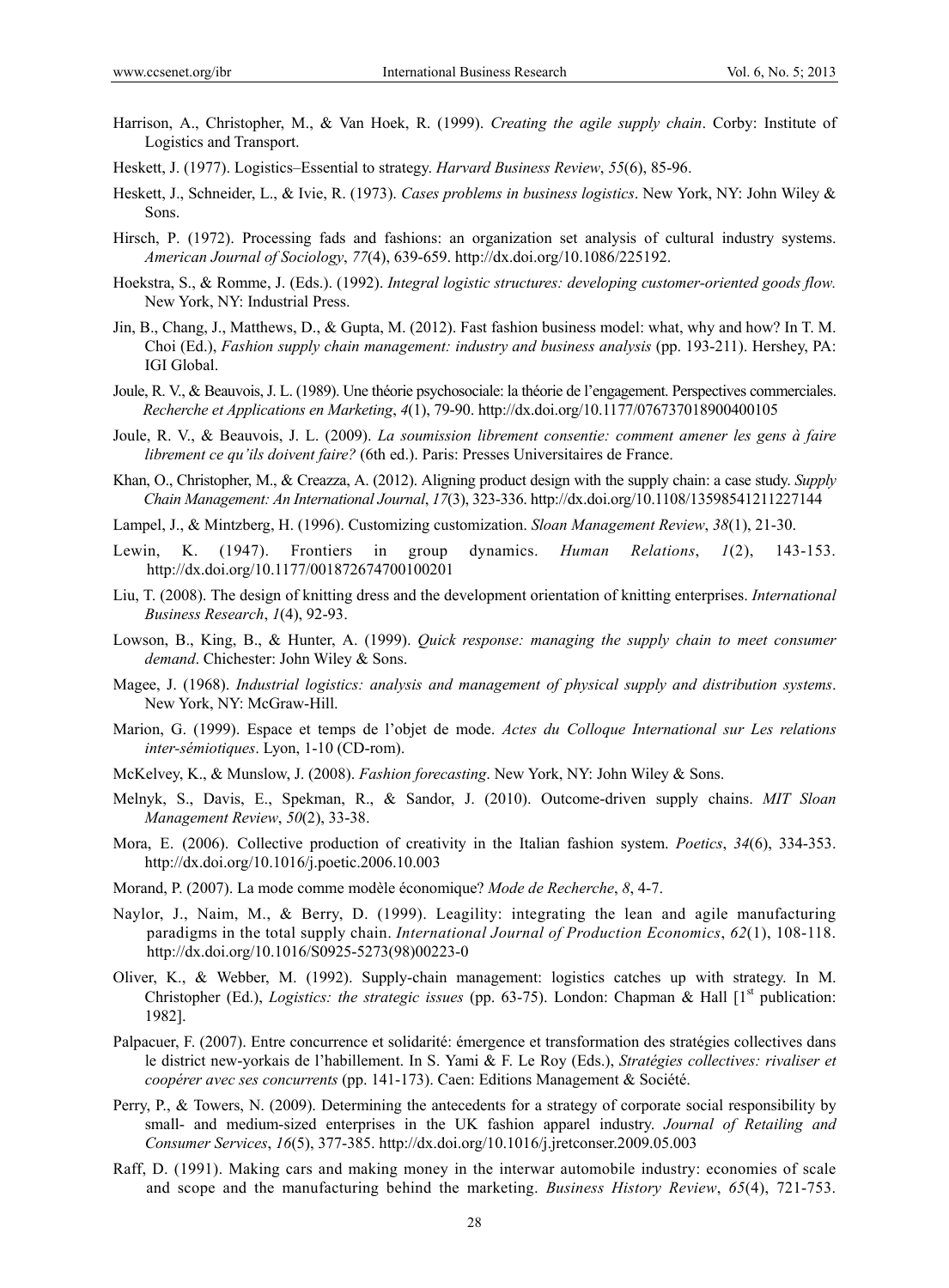Harrison, A., Christopher, M., & Van Hoek, R. (1999). *Creating the agile supply chain*. Corby: Institute of Logistics and Transport.

Heskett, J. (1977). Logistics–Essential to strategy. *Harvard Business Review*, *55*(6), 85-96.

Heskett, J., Schneider, L., & Ivie, R. (1973). *Cases problems in business logistics*. New York, NY: John Wiley & Sons.

Hirsch, P. (1972). Processing fads and fashions: an organization set analysis of cultural industry systems. *American Journal of Sociology*, *77*(4), 639-659. http://dx.doi.org/10.1086/225192.

Hoekstra, S., & Romme, J. (Eds.). (1992). *Integral logistic structures: developing customer-oriented goods flow.* New York, NY: Industrial Press.

Jin, B., Chang, J., Matthews, D., & Gupta, M. (2012). Fast fashion business model: what, why and how? In T. M. Choi (Ed.), *Fashion supply chain management: industry and business analysis* (pp. 193-211). Hershey, PA: IGI Global.

Joule, R. V., & Beauvois, J. L. (1989). Une théorie psychosociale: la théorie de l'engagement. Perspectives commerciales. *Recherche et Applications en Marketing*, *4*(1), 79-90. http://dx.doi.org/10.1177/076737018900400105

Joule, R. V., & Beauvois, J. L. (2009). *La soumission librement consentie: comment amener les gens à faire librement ce qu'ils doivent faire?* (6th ed.). Paris: Presses Universitaires de France.

Khan, O., Christopher, M., & Creazza, A. (2012). Aligning product design with the supply chain: a case study. *Supply Chain Management: An International Journal*, *17*(3), 323-336. http://dx.doi.org/10.1108/13598541211227144

Lampel, J., & Mintzberg, H. (1996). Customizing customization. *Sloan Management Review*, *38*(1), 21-30.

Lewin, K. (1947). Frontiers in group dynamics. *Human Relations*, *1*(2), 143-153. http://dx.doi.org/10.1177/001872674700100201

Liu, T. (2008). The design of knitting dress and the development orientation of knitting enterprises. *International Business Research*, *1*(4), 92-93.

Lowson, B., King, B., & Hunter, A. (1999). *Quick response: managing the supply chain to meet consumer demand*. Chichester: John Wiley & Sons.

Magee, J. (1968). *Industrial logistics: analysis and management of physical supply and distribution systems*. New York, NY: McGraw-Hill.

Marion, G. (1999). Espace et temps de l'objet de mode. *Actes du Colloque International sur Les relations inter-sémiotiques*. Lyon, 1-10 (CD-rom).

McKelvey, K., & Munslow, J. (2008). *Fashion forecasting*. New York, NY: John Wiley & Sons.

Melnyk, S., Davis, E., Spekman, R., & Sandor, J. (2010). Outcome-driven supply chains. *MIT Sloan Management Review*, *50*(2), 33-38.

Mora, E. (2006). Collective production of creativity in the Italian fashion system. *Poetics*, *34*(6), 334-353. http://dx.doi.org/10.1016/j.poetic.2006.10.003

Morand, P. (2007). La mode comme modèle économique? *Mode de Recherche*, *8*, 4-7.

Naylor, J., Naim, M., & Berry, D. (1999). Leagility: integrating the lean and agile manufacturing paradigms in the total supply chain. *International Journal of Production Economics*, *62*(1), 108-118. http://dx.doi.org/10.1016/S0925-5273(98)00223-0

Oliver, K., & Webber, M. (1992). Supply-chain management: logistics catches up with strategy. In M. Christopher (Ed.), *Logistics: the strategic issues* (pp. 63-75). London: Chapman & Hall [1st publication: 1982].

Palpacuer, F. (2007). Entre concurrence et solidarité: émergence et transformation des stratégies collectives dans le district new-yorkais de l'habillement. In S. Yami & F. Le Roy (Eds.), *Stratégies collectives: rivaliser et coopérer avec ses concurrents* (pp. 141-173). Caen: Editions Management & Société.

Perry, P., & Towers, N. (2009). Determining the antecedents for a strategy of corporate social responsibility by small- and medium-sized enterprises in the UK fashion apparel industry. *Journal of Retailing and Consumer Services*, *16*(5), 377-385. http://dx.doi.org/10.1016/j.jretconser.2009.05.003

Raff, D. (1991). Making cars and making money in the interwar automobile industry: economies of scale and scope and the manufacturing behind the marketing. *Business History Review*, *65*(4), 721-753.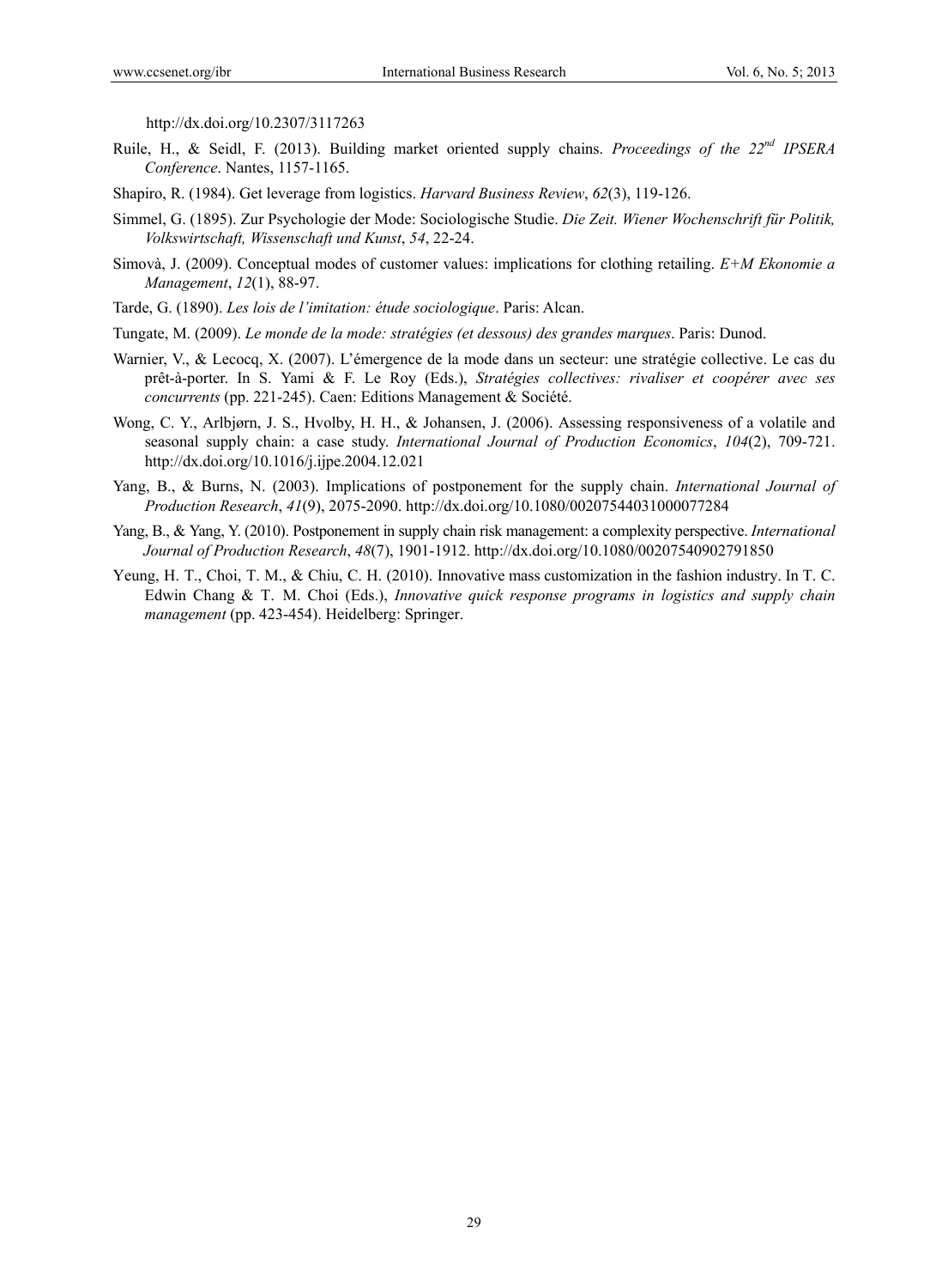http://dx.doi.org/10.2307/3117263

Ruile, H., & Seidl, F. (2013). Building market oriented supply chains. *Proceedings of the 22nd IPSERA Conference*. Nantes, 1157-1165.

Shapiro, R. (1984). Get leverage from logistics. *Harvard Business Review*, *62*(3), 119-126.

Simmel, G. (1895). Zur Psychologie der Mode: Sociologische Studie. *Die Zeit. Wiener Wochenschrift für Politik, Volkswirtschaft, Wissenschaft und Kunst*, *54*, 22-24.

Simovà, J. (2009). Conceptual modes of customer values: implications for clothing retailing. *E+M Ekonomie a Management*, *12*(1), 88-97.

Tarde, G. (1890). *Les lois de l'imitation: étude sociologique*. Paris: Alcan.

Tungate, M. (2009). *Le monde de la mode: stratégies (et dessous) des grandes marques*. Paris: Dunod.

Warnier, V., & Lecocq, X. (2007). L'émergence de la mode dans un secteur: une stratégie collective. Le cas du prêt-à-porter. In S. Yami & F. Le Roy (Eds.), *Stratégies collectives: rivaliser et coopérer avec ses concurrents* (pp. 221-245). Caen: Editions Management & Société.

Wong, C. Y., Arlbjørn, J. S., Hvolby, H. H., & Johansen, J. (2006). Assessing responsiveness of a volatile and seasonal supply chain: a case study. *International Journal of Production Economics*, *104*(2), 709-721. http://dx.doi.org/10.1016/j.ijpe.2004.12.021

Yang, B., & Burns, N. (2003). Implications of postponement for the supply chain. *International Journal of Production Research*, *41*(9), 2075-2090. http://dx.doi.org/10.1080/00207544031000077284

Yang, B., & Yang, Y. (2010). Postponement in supply chain risk management: a complexity perspective. *International Journal of Production Research*, *48*(7), 1901-1912. http://dx.doi.org/10.1080/00207540902791850

Yeung, H. T., Choi, T. M., & Chiu, C. H. (2010). Innovative mass customization in the fashion industry. In T. C. Edwin Chang & T. M. Choi (Eds.), *Innovative quick response programs in logistics and supply chain management* (pp. 423-454). Heidelberg: Springer.